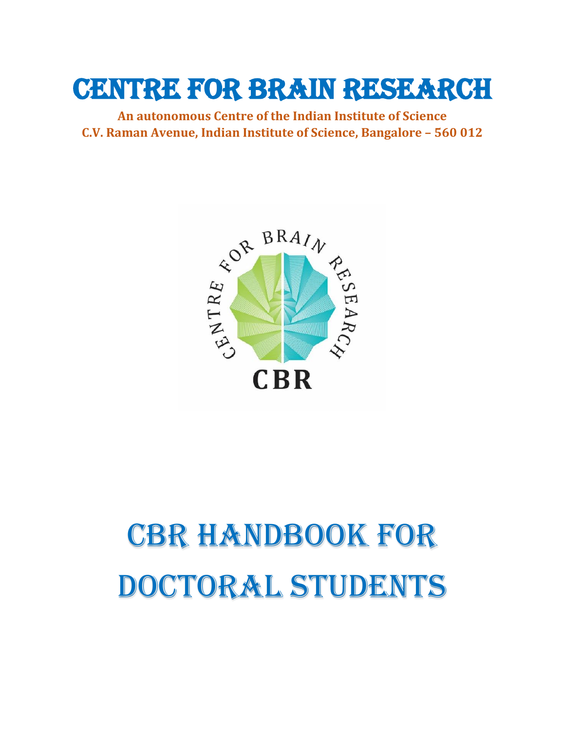# CENTRE FOR BRAIN RESEARCH

**An autonomous Centre of the Indian Institute of Science**
**C.V. Raman Avenue, Indian Institute of Science, Bangalore – 560 012**

# CBR HANDBOOK FOR DOCTORAL STUDENTS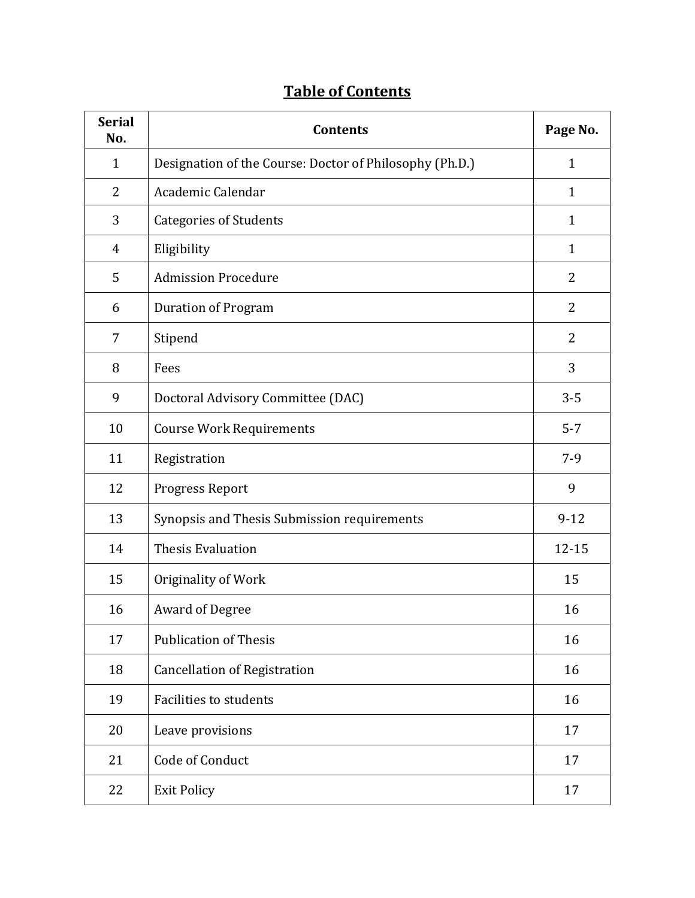# Table of Contents

| Serial No. | Contents | Page No. |
|---|---|---|
| 1 | Designation of the Course: Doctor of Philosophy (Ph.D.) | 1 |
| 2 | Academic Calendar | 1 |
| 3 | Categories of Students | 1 |
| 4 | Eligibility | 1 |
| 5 | Admission Procedure | 2 |
| 6 | Duration of Program | 2 |
| 7 | Stipend | 2 |
| 8 | Fees | 3 |
| 9 | Doctoral Advisory Committee (DAC) | 3-5 |
| 10 | Course Work Requirements | 5-7 |
| 11 | Registration | 7-9 |
| 12 | Progress Report | 9 |
| 13 | Synopsis and Thesis Submission requirements | 9-12 |
| 14 | Thesis Evaluation | 12-15 |
| 15 | Originality of Work | 15 |
| 16 | Award of Degree | 16 |
| 17 | Publication of Thesis | 16 |
| 18 | Cancellation of Registration | 16 |
| 19 | Facilities to students | 16 |
| 20 | Leave provisions | 17 |
| 21 | Code of Conduct | 17 |
| 22 | Exit Policy | 17 |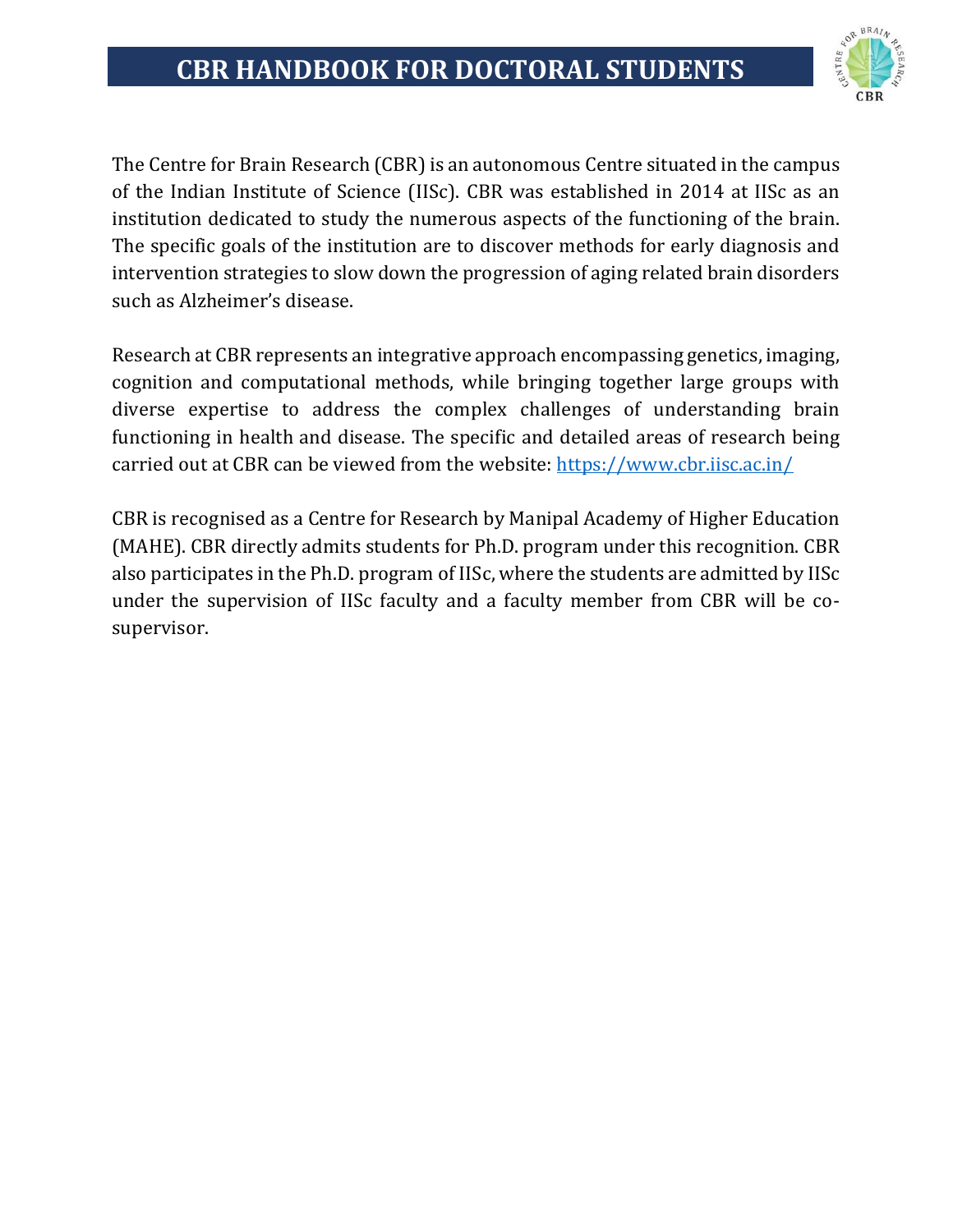The Centre for Brain Research (CBR) is an autonomous Centre situated in the campus of the Indian Institute of Science (IISc). CBR was established in 2014 at IISc as an institution dedicated to study the numerous aspects of the functioning of the brain. The specific goals of the institution are to discover methods for early diagnosis and intervention strategies to slow down the progression of aging related brain disorders such as Alzheimer's disease.

Research at CBR represents an integrative approach encompassing genetics, imaging, cognition and computational methods, while bringing together large groups with diverse expertise to address the complex challenges of understanding brain functioning in health and disease. The specific and detailed areas of research being carried out at CBR can be viewed from the website: [https://www.cbr.iisc.ac.in/](https://www.cbr.iisc.ac.in/)

CBR is recognised as a Centre for Research by Manipal Academy of Higher Education (MAHE). CBR directly admits students for Ph.D. program under this recognition. CBR also participates in the Ph.D. program of IISc, where the students are admitted by IISc under the supervision of IISc faculty and a faculty member from CBR will be co-supervisor.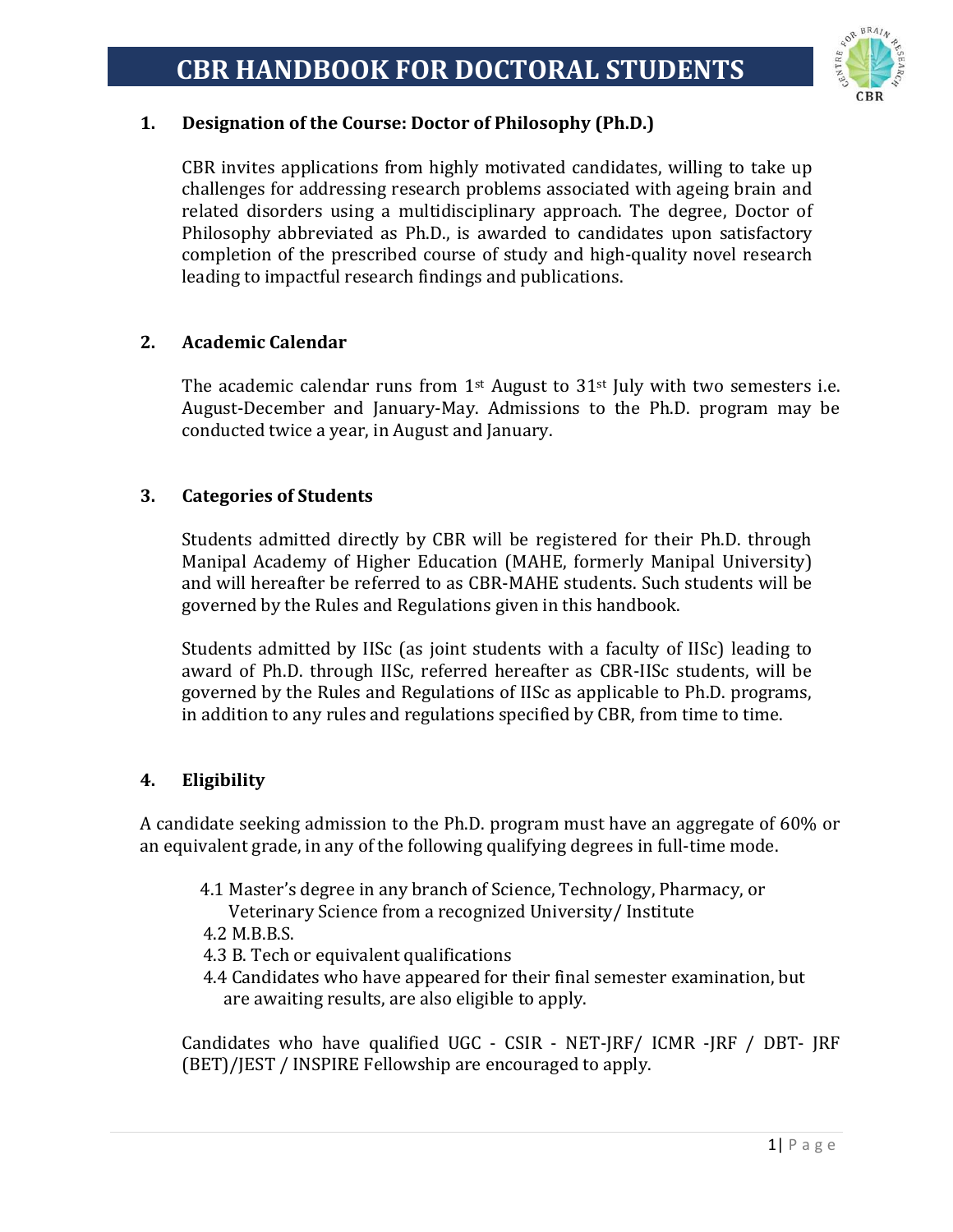# CBR HANDBOOK FOR DOCTORAL STUDENTS

## 1. Designation of the Course: Doctor of Philosophy (Ph.D.)

CBR invites applications from highly motivated candidates, willing to take up challenges for addressing research problems associated with ageing brain and related disorders using a multidisciplinary approach. The degree, Doctor of Philosophy abbreviated as Ph.D., is awarded to candidates upon satisfactory completion of the prescribed course of study and high-quality novel research leading to impactful research findings and publications.

## 2. Academic Calendar

The academic calendar runs from 1st August to 31st July with two semesters i.e. August-December and January-May. Admissions to the Ph.D. program may be conducted twice a year, in August and January.

## 3. Categories of Students

Students admitted directly by CBR will be registered for their Ph.D. through Manipal Academy of Higher Education (MAHE, formerly Manipal University) and will hereafter be referred to as CBR-MAHE students. Such students will be governed by the Rules and Regulations given in this handbook.

Students admitted by IISc (as joint students with a faculty of IISc) leading to award of Ph.D. through IISc, referred hereafter as CBR-IISc students, will be governed by the Rules and Regulations of IISc as applicable to Ph.D. programs, in addition to any rules and regulations specified by CBR, from time to time.

## 4. Eligibility

A candidate seeking admission to the Ph.D. program must have an aggregate of 60% or an equivalent grade, in any of the following qualifying degrees in full-time mode.

4.1 Master's degree in any branch of Science, Technology, Pharmacy, or Veterinary Science from a recognized University/ Institute

4.2 M.B.B.S.

4.3 B. Tech or equivalent qualifications

4.4 Candidates who have appeared for their final semester examination, but are awaiting results, are also eligible to apply.

Candidates who have qualified UGC - CSIR - NET-JRF/ ICMR -JRF / DBT- JRF (BET)/JEST / INSPIRE Fellowship are encouraged to apply.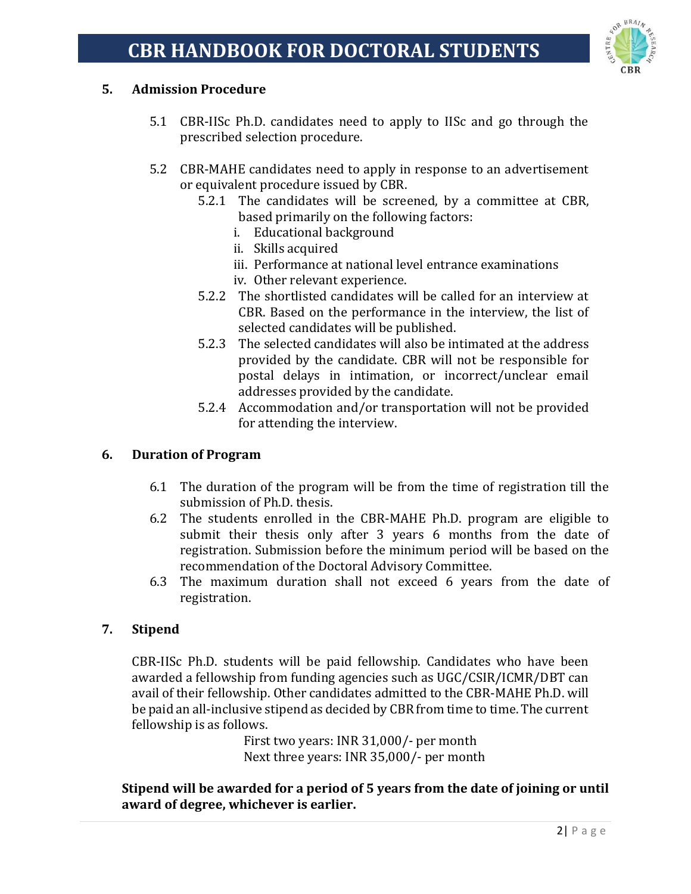## 5. Admission Procedure

5.1 CBR-IISc Ph.D. candidates need to apply to IISc and go through the prescribed selection procedure.

5.2 CBR-MAHE candidates need to apply in response to an advertisement or equivalent procedure issued by CBR.

5.2.1 The candidates will be screened, by a committee at CBR, based primarily on the following factors:

i. Educational background
ii. Skills acquired
iii. Performance at national level entrance examinations
iv. Other relevant experience.

5.2.2 The shortlisted candidates will be called for an interview at CBR. Based on the performance in the interview, the list of selected candidates will be published.

5.2.3 The selected candidates will also be intimated at the address provided by the candidate. CBR will not be responsible for postal delays in intimation, or incorrect/unclear email addresses provided by the candidate.

5.2.4 Accommodation and/or transportation will not be provided for attending the interview.

## 6. Duration of Program

6.1 The duration of the program will be from the time of registration till the submission of Ph.D. thesis.

6.2 The students enrolled in the CBR-MAHE Ph.D. program are eligible to submit their thesis only after 3 years 6 months from the date of registration. Submission before the minimum period will be based on the recommendation of the Doctoral Advisory Committee.

6.3 The maximum duration shall not exceed 6 years from the date of registration.

## 7. Stipend

CBR-IISc Ph.D. students will be paid fellowship. Candidates who have been awarded a fellowship from funding agencies such as UGC/CSIR/ICMR/DBT can avail of their fellowship. Other candidates admitted to the CBR-MAHE Ph.D. will be paid an all-inclusive stipend as decided by CBR from time to time. The current fellowship is as follows.

First two years: INR 31,000/- per month
Next three years: INR 35,000/- per month

**Stipend will be awarded for a period of 5 years from the date of joining or until award of degree, whichever is earlier.**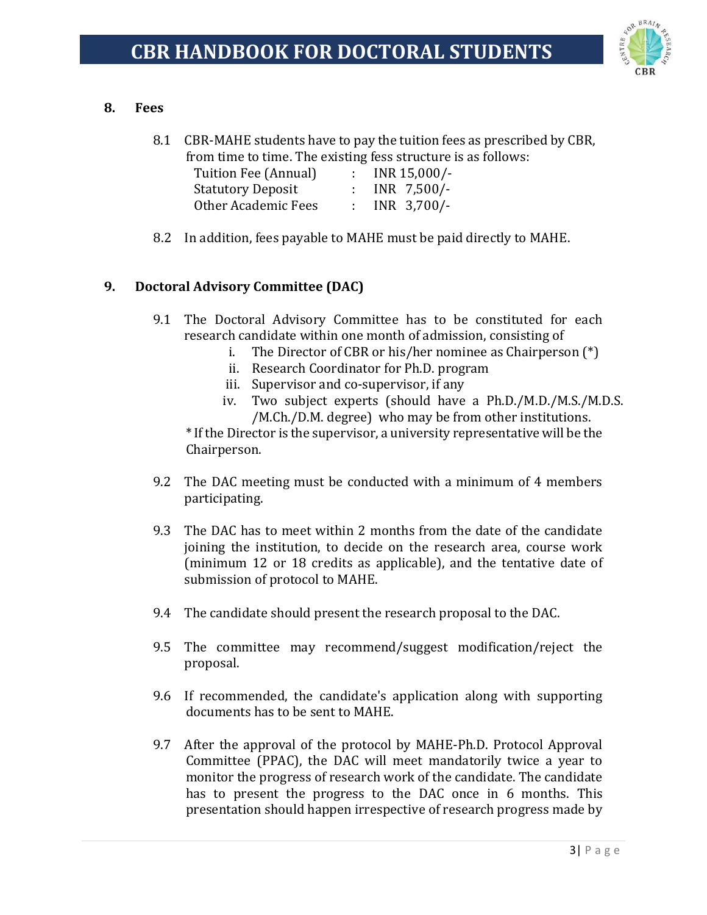## 8. Fees

8.1 CBR-MAHE students have to pay the tuition fees as prescribed by CBR, from time to time. The existing fess structure is as follows:

| | | |
|---|---|---|
| Tuition Fee (Annual) | : | INR 15,000/- |
| Statutory Deposit | : | INR 7,500/- |
| Other Academic Fees | : | INR 3,700/- |

8.2 In addition, fees payable to MAHE must be paid directly to MAHE.

## 9. Doctoral Advisory Committee (DAC)

9.1 The Doctoral Advisory Committee has to be constituted for each research candidate within one month of admission, consisting of

- i. The Director of CBR or his/her nominee as Chairperson (*)
- ii. Research Coordinator for Ph.D. program
- iii. Supervisor and co-supervisor, if any
- iv. Two subject experts (should have a Ph.D./M.D./M.S./M.D.S. /M.Ch./D.M. degree) who may be from other institutions.

\* If the Director is the supervisor, a university representative will be the Chairperson.

9.2 The DAC meeting must be conducted with a minimum of 4 members participating.

9.3 The DAC has to meet within 2 months from the date of the candidate joining the institution, to decide on the research area, course work (minimum 12 or 18 credits as applicable), and the tentative date of submission of protocol to MAHE.

9.4 The candidate should present the research proposal to the DAC.

9.5 The committee may recommend/suggest modification/reject the proposal.

9.6 If recommended, the candidate's application along with supporting documents has to be sent to MAHE.

9.7 After the approval of the protocol by MAHE-Ph.D. Protocol Approval Committee (PPAC), the DAC will meet mandatorily twice a year to monitor the progress of research work of the candidate. The candidate has to present the progress to the DAC once in 6 months. This presentation should happen irrespective of research progress made by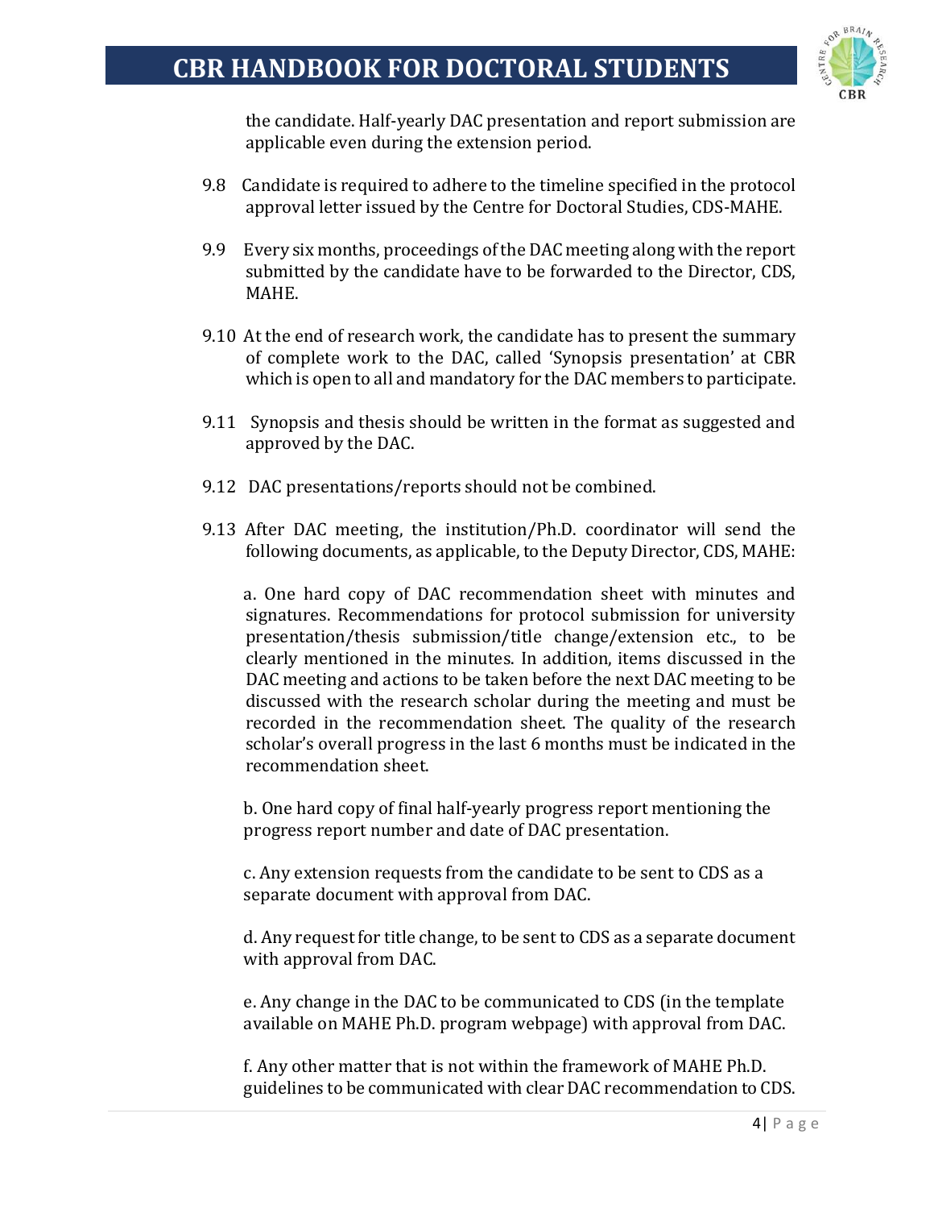the candidate. Half-yearly DAC presentation and report submission are applicable even during the extension period.

9.8 Candidate is required to adhere to the timeline specified in the protocol approval letter issued by the Centre for Doctoral Studies, CDS-MAHE.

9.9 Every six months, proceedings of the DAC meeting along with the report submitted by the candidate have to be forwarded to the Director, CDS, MAHE.

9.10 At the end of research work, the candidate has to present the summary of complete work to the DAC, called 'Synopsis presentation' at CBR which is open to all and mandatory for the DAC members to participate.

9.11 Synopsis and thesis should be written in the format as suggested and approved by the DAC.

9.12 DAC presentations/reports should not be combined.

9.13 After DAC meeting, the institution/Ph.D. coordinator will send the following documents, as applicable, to the Deputy Director, CDS, MAHE:

a. One hard copy of DAC recommendation sheet with minutes and signatures. Recommendations for protocol submission for university presentation/thesis submission/title change/extension etc., to be clearly mentioned in the minutes. In addition, items discussed in the DAC meeting and actions to be taken before the next DAC meeting to be discussed with the research scholar during the meeting and must be recorded in the recommendation sheet. The quality of the research scholar's overall progress in the last 6 months must be indicated in the recommendation sheet.

b. One hard copy of final half-yearly progress report mentioning the progress report number and date of DAC presentation.

c. Any extension requests from the candidate to be sent to CDS as a separate document with approval from DAC.

d. Any request for title change, to be sent to CDS as a separate document with approval from DAC.

e. Any change in the DAC to be communicated to CDS (in the template available on MAHE Ph.D. program webpage) with approval from DAC.

f. Any other matter that is not within the framework of MAHE Ph.D. guidelines to be communicated with clear DAC recommendation to CDS.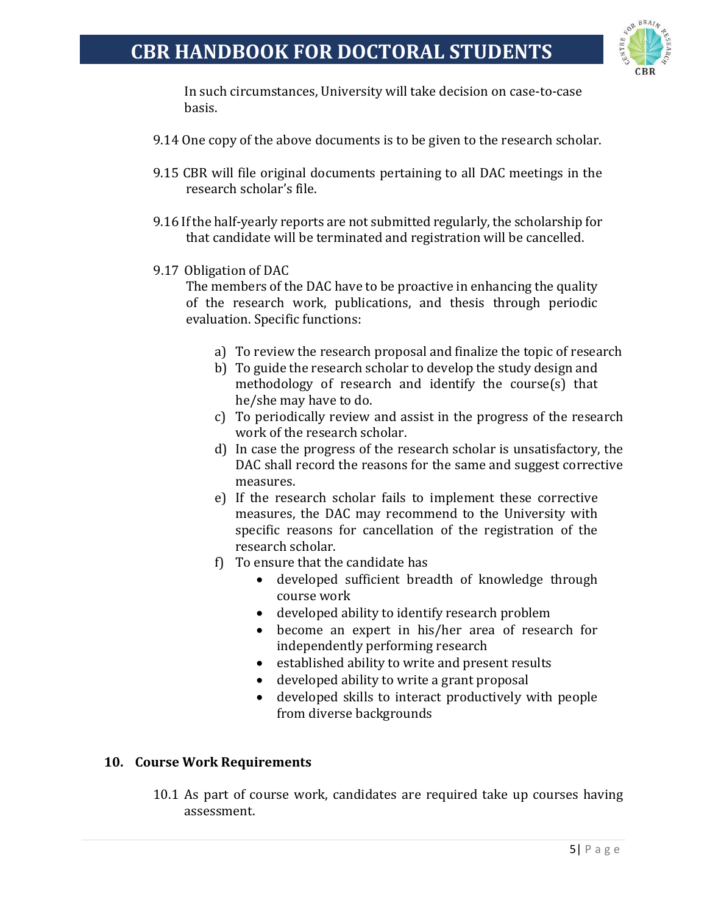In such circumstances, University will take decision on case-to-case basis.

9.14 One copy of the above documents is to be given to the research scholar.

9.15 CBR will file original documents pertaining to all DAC meetings in the research scholar's file.

9.16 If the half-yearly reports are not submitted regularly, the scholarship for that candidate will be terminated and registration will be cancelled.

9.17 Obligation of DAC

The members of the DAC have to be proactive in enhancing the quality of the research work, publications, and thesis through periodic evaluation. Specific functions:

a) To review the research proposal and finalize the topic of research
b) To guide the research scholar to develop the study design and methodology of research and identify the course(s) that he/she may have to do.
c) To periodically review and assist in the progress of the research work of the research scholar.
d) In case the progress of the research scholar is unsatisfactory, the DAC shall record the reasons for the same and suggest corrective measures.
e) If the research scholar fails to implement these corrective measures, the DAC may recommend to the University with specific reasons for cancellation of the registration of the research scholar.
f) To ensure that the candidate has
    - developed sufficient breadth of knowledge through course work
    - developed ability to identify research problem
    - become an expert in his/her area of research for independently performing research
    - established ability to write and present results
    - developed ability to write a grant proposal
    - developed skills to interact productively with people from diverse backgrounds

## 10. Course Work Requirements

10.1 As part of course work, candidates are required take up courses having assessment.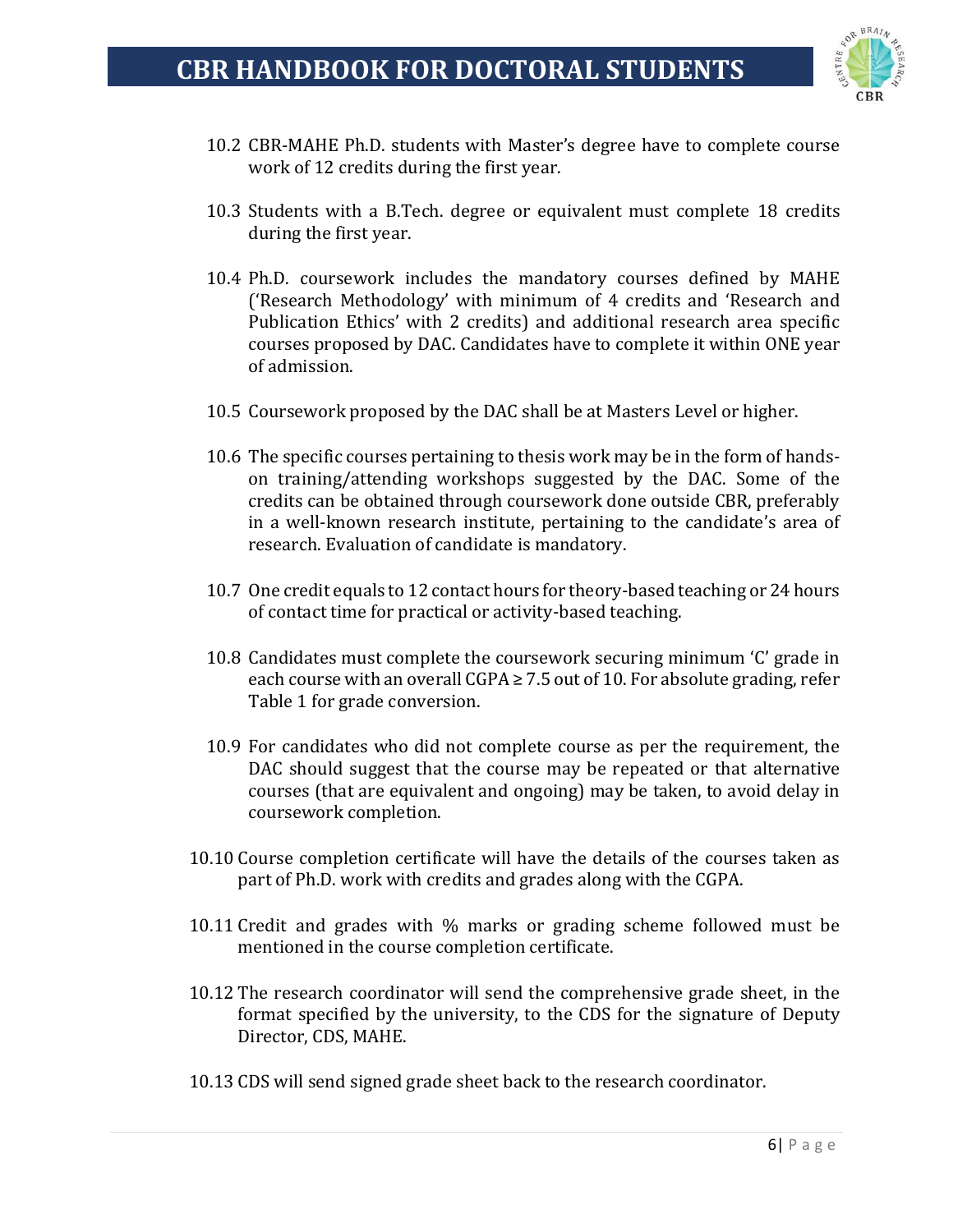10.2 CBR-MAHE Ph.D. students with Master's degree have to complete course work of 12 credits during the first year.

10.3 Students with a B.Tech. degree or equivalent must complete 18 credits during the first year.

10.4 Ph.D. coursework includes the mandatory courses defined by MAHE ('Research Methodology' with minimum of 4 credits and 'Research and Publication Ethics' with 2 credits) and additional research area specific courses proposed by DAC. Candidates have to complete it within ONE year of admission.

10.5 Coursework proposed by the DAC shall be at Masters Level or higher.

10.6 The specific courses pertaining to thesis work may be in the form of hands-on training/attending workshops suggested by the DAC. Some of the credits can be obtained through coursework done outside CBR, preferably in a well-known research institute, pertaining to the candidate's area of research. Evaluation of candidate is mandatory.

10.7 One credit equals to 12 contact hours for theory-based teaching or 24 hours of contact time for practical or activity-based teaching.

10.8 Candidates must complete the coursework securing minimum 'C' grade in each course with an overall CGPA $\geq 7.5$ out of 10. For absolute grading, refer Table 1 for grade conversion.

10.9 For candidates who did not complete course as per the requirement, the DAC should suggest that the course may be repeated or that alternative courses (that are equivalent and ongoing) may be taken, to avoid delay in coursework completion.

10.10 Course completion certificate will have the details of the courses taken as part of Ph.D. work with credits and grades along with the CGPA.

10.11 Credit and grades with % marks or grading scheme followed must be mentioned in the course completion certificate.

10.12 The research coordinator will send the comprehensive grade sheet, in the format specified by the university, to the CDS for the signature of Deputy Director, CDS, MAHE.

10.13 CDS will send signed grade sheet back to the research coordinator.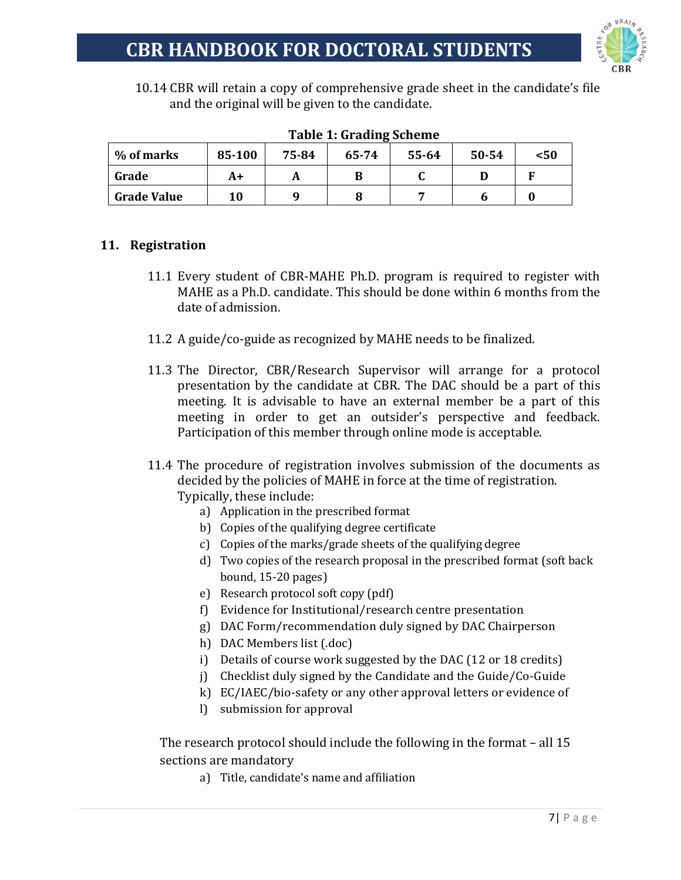10.14 CBR will retain a copy of comprehensive grade sheet in the candidate's file and the original will be given to the candidate.

**Table 1: Grading Scheme**

| % of marks | 85-100 | 75-84 | 65-74 | 55-64 | 50-54 | <50 |
|---|---|---|---|---|---|---|
| **Grade** | **A+** | **A** | **B** | **C** | **D** | **F** |
| **Grade Value** | **10** | **9** | **8** | **7** | **6** | **0** |

## 11. Registration

11.1 Every student of CBR-MAHE Ph.D. program is required to register with MAHE as a Ph.D. candidate. This should be done within 6 months from the date of admission.

11.2 A guide/co-guide as recognized by MAHE needs to be finalized.

11.3 The Director, CBR/Research Supervisor will arrange for a protocol presentation by the candidate at CBR. The DAC should be a part of this meeting. It is advisable to have an external member be a part of this meeting in order to get an outsider's perspective and feedback. Participation of this member through online mode is acceptable.

11.4 The procedure of registration involves submission of the documents as decided by the policies of MAHE in force at the time of registration. Typically, these include:

a) Application in the prescribed format
b) Copies of the qualifying degree certificate
c) Copies of the marks/grade sheets of the qualifying degree
d) Two copies of the research proposal in the prescribed format (soft back bound, 15-20 pages)
e) Research protocol soft copy (pdf)
f) Evidence for Institutional/research centre presentation
g) DAC Form/recommendation duly signed by DAC Chairperson
h) DAC Members list (.doc)
i) Details of course work suggested by the DAC (12 or 18 credits)
j) Checklist duly signed by the Candidate and the Guide/Co-Guide
k) EC/IAEC/bio-safety or any other approval letters or evidence of
l) submission for approval

The research protocol should include the following in the format – all 15 sections are mandatory

a) Title, candidate's name and affiliation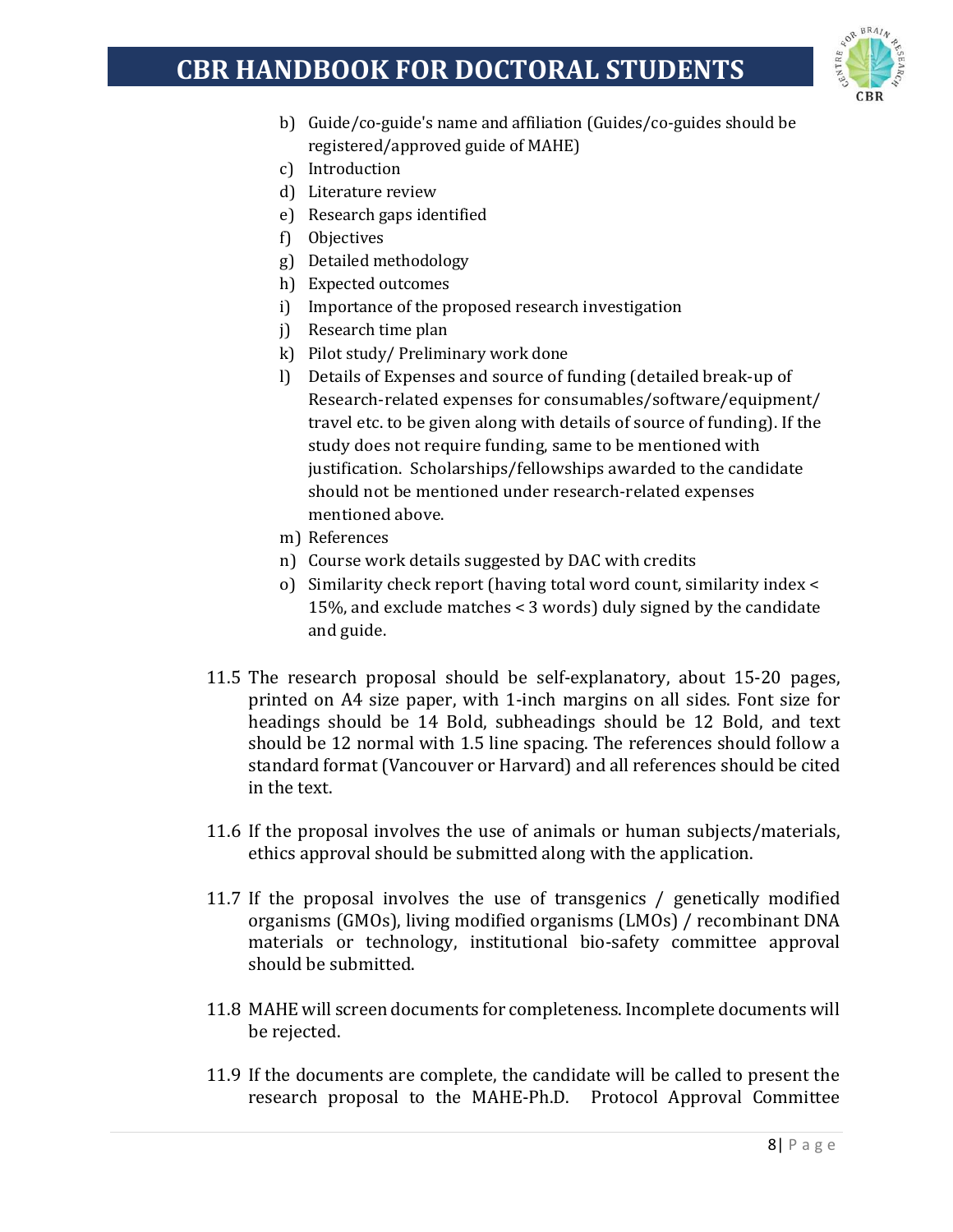b) Guide/co-guide's name and affiliation (Guides/co-guides should be registered/approved guide of MAHE)
c) Introduction
d) Literature review
e) Research gaps identified
f) Objectives
g) Detailed methodology
h) Expected outcomes
i) Importance of the proposed research investigation
j) Research time plan
k) Pilot study/ Preliminary work done
l) Details of Expenses and source of funding (detailed break-up of Research-related expenses for consumables/software/equipment/ travel etc. to be given along with details of source of funding). If the study does not require funding, same to be mentioned with justification. Scholarships/fellowships awarded to the candidate should not be mentioned under research-related expenses mentioned above.
m) References
n) Course work details suggested by DAC with credits
o) Similarity check report (having total word count, similarity index < 15%, and exclude matches < 3 words) duly signed by the candidate and guide.

11.5 The research proposal should be self-explanatory, about 15-20 pages, printed on A4 size paper, with 1-inch margins on all sides. Font size for headings should be 14 Bold, subheadings should be 12 Bold, and text should be 12 normal with 1.5 line spacing. The references should follow a standard format (Vancouver or Harvard) and all references should be cited in the text.

11.6 If the proposal involves the use of animals or human subjects/materials, ethics approval should be submitted along with the application.

11.7 If the proposal involves the use of transgenics / genetically modified organisms (GMOs), living modified organisms (LMOs) / recombinant DNA materials or technology, institutional bio-safety committee approval should be submitted.

11.8 MAHE will screen documents for completeness. Incomplete documents will be rejected.

11.9 If the documents are complete, the candidate will be called to present the research proposal to the MAHE-Ph.D. Protocol Approval Committee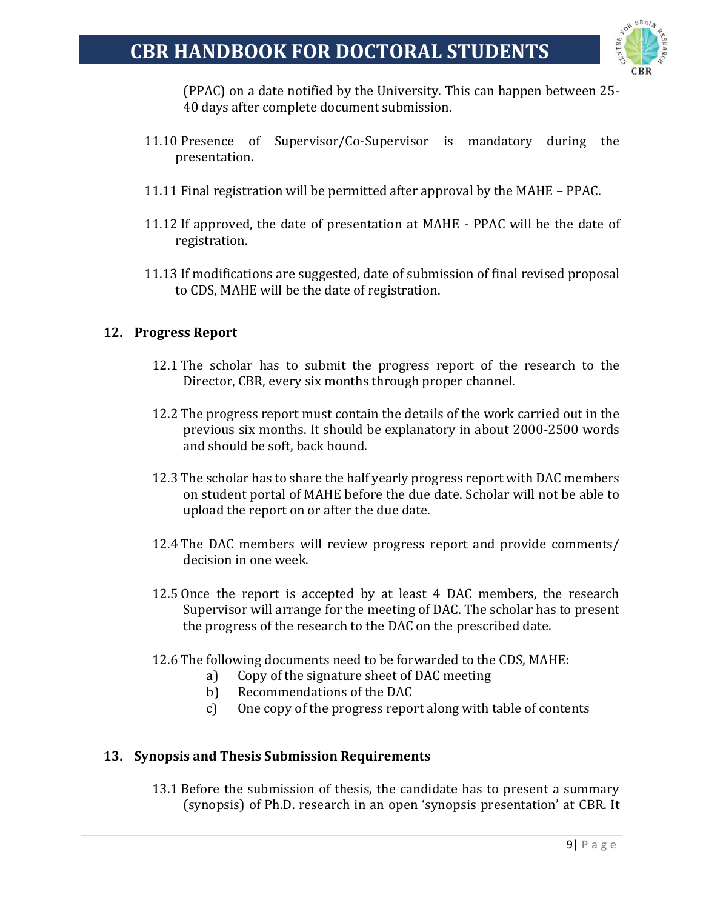(PPAC) on a date notified by the University. This can happen between 25-40 days after complete document submission.

11.10 Presence of Supervisor/Co-Supervisor is mandatory during the presentation.

11.11 Final registration will be permitted after approval by the MAHE – PPAC.

11.12 If approved, the date of presentation at MAHE - PPAC will be the date of registration.

11.13 If modifications are suggested, date of submission of final revised proposal to CDS, MAHE will be the date of registration.

## 12. Progress Report

12.1 The scholar has to submit the progress report of the research to the Director, CBR, <u>every six months</u> through proper channel.

12.2 The progress report must contain the details of the work carried out in the previous six months. It should be explanatory in about 2000-2500 words and should be soft, back bound.

12.3 The scholar has to share the half yearly progress report with DAC members on student portal of MAHE before the due date. Scholar will not be able to upload the report on or after the due date.

12.4 The DAC members will review progress report and provide comments/ decision in one week.

12.5 Once the report is accepted by at least 4 DAC members, the research Supervisor will arrange for the meeting of DAC. The scholar has to present the progress of the research to the DAC on the prescribed date.

12.6 The following documents need to be forwarded to the CDS, MAHE:

a) Copy of the signature sheet of DAC meeting
b) Recommendations of the DAC
c) One copy of the progress report along with table of contents

## 13. Synopsis and Thesis Submission Requirements

13.1 Before the submission of thesis, the candidate has to present a summary (synopsis) of Ph.D. research in an open 'synopsis presentation' at CBR. It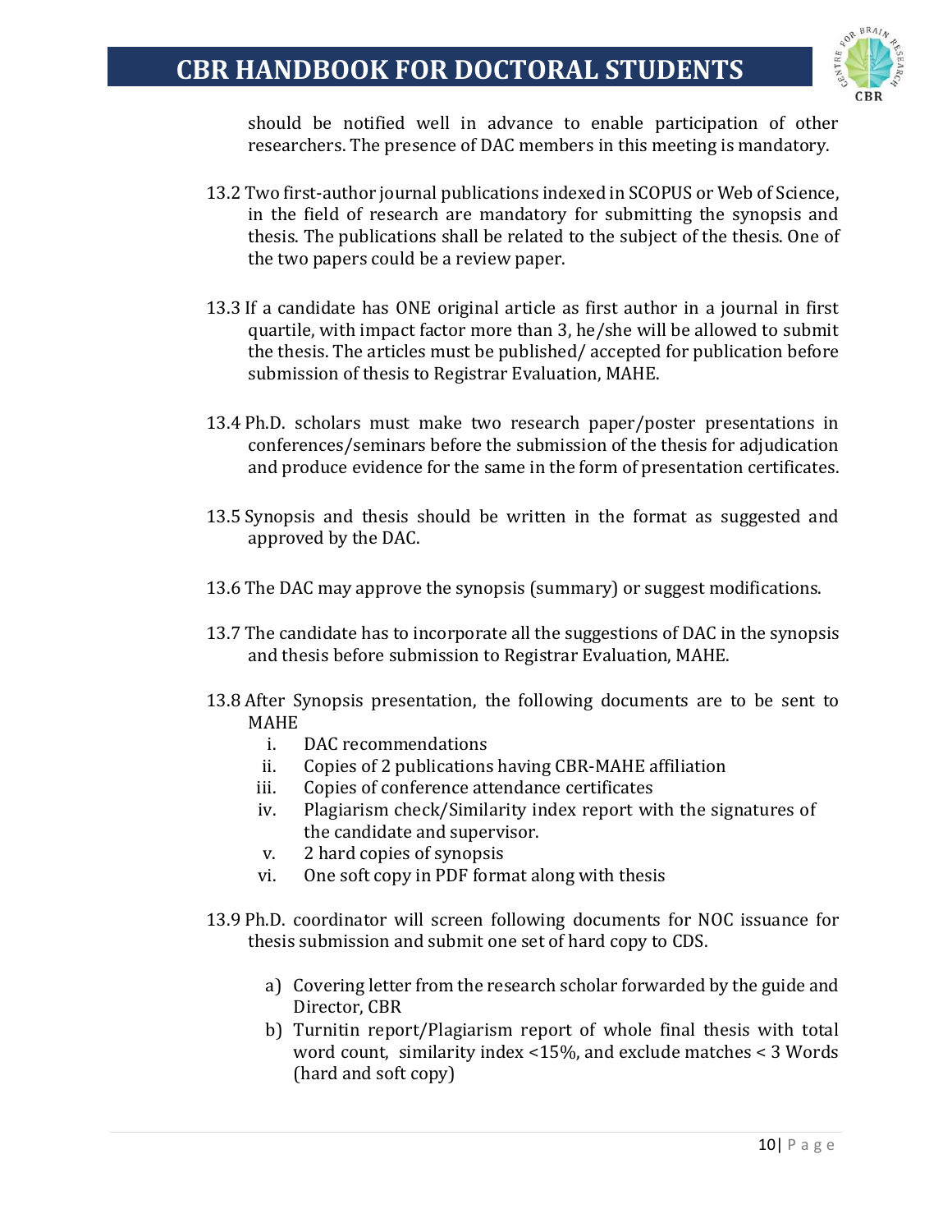should be notified well in advance to enable participation of other researchers. The presence of DAC members in this meeting is mandatory.

13.2 Two first-author journal publications indexed in SCOPUS or Web of Science, in the field of research are mandatory for submitting the synopsis and thesis. The publications shall be related to the subject of the thesis. One of the two papers could be a review paper.

13.3 If a candidate has ONE original article as first author in a journal in first quartile, with impact factor more than 3, he/she will be allowed to submit the thesis. The articles must be published/ accepted for publication before submission of thesis to Registrar Evaluation, MAHE.

13.4 Ph.D. scholars must make two research paper/poster presentations in conferences/seminars before the submission of the thesis for adjudication and produce evidence for the same in the form of presentation certificates.

13.5 Synopsis and thesis should be written in the format as suggested and approved by the DAC.

13.6 The DAC may approve the synopsis (summary) or suggest modifications.

13.7 The candidate has to incorporate all the suggestions of DAC in the synopsis and thesis before submission to Registrar Evaluation, MAHE.

13.8 After Synopsis presentation, the following documents are to be sent to MAHE

i. DAC recommendations
ii. Copies of 2 publications having CBR-MAHE affiliation
iii. Copies of conference attendance certificates
iv. Plagiarism check/Similarity index report with the signatures of the candidate and supervisor.
v. 2 hard copies of synopsis
vi. One soft copy in PDF format along with thesis

13.9 Ph.D. coordinator will screen following documents for NOC issuance for thesis submission and submit one set of hard copy to CDS.

a) Covering letter from the research scholar forwarded by the guide and Director, CBR
b) Turnitin report/Plagiarism report of whole final thesis with total word count, similarity index <15%, and exclude matches < 3 Words (hard and soft copy)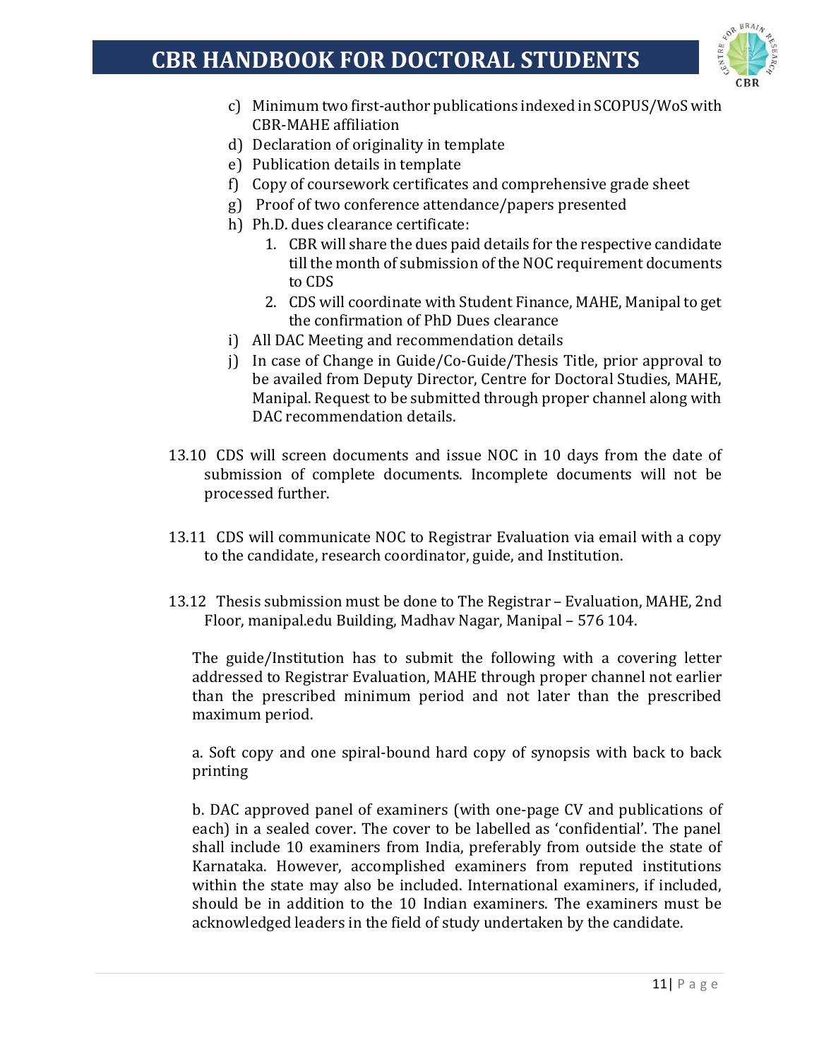c) Minimum two first-author publications indexed in SCOPUS/WoS with CBR-MAHE affiliation
d) Declaration of originality in template
e) Publication details in template
f) Copy of coursework certificates and comprehensive grade sheet
g) Proof of two conference attendance/papers presented
h) Ph.D. dues clearance certificate:
   1. CBR will share the dues paid details for the respective candidate till the month of submission of the NOC requirement documents to CDS
   2. CDS will coordinate with Student Finance, MAHE, Manipal to get the confirmation of PhD Dues clearance
i) All DAC Meeting and recommendation details
j) In case of Change in Guide/Co-Guide/Thesis Title, prior approval to be availed from Deputy Director, Centre for Doctoral Studies, MAHE, Manipal. Request to be submitted through proper channel along with DAC recommendation details.

13.10 CDS will screen documents and issue NOC in 10 days from the date of submission of complete documents. Incomplete documents will not be processed further.

13.11 CDS will communicate NOC to Registrar Evaluation via email with a copy to the candidate, research coordinator, guide, and Institution.

13.12 Thesis submission must be done to The Registrar – Evaluation, MAHE, 2nd Floor, manipal.edu Building, Madhav Nagar, Manipal – 576 104.

The guide/Institution has to submit the following with a covering letter addressed to Registrar Evaluation, MAHE through proper channel not earlier than the prescribed minimum period and not later than the prescribed maximum period.

a. Soft copy and one spiral-bound hard copy of synopsis with back to back printing

b. DAC approved panel of examiners (with one-page CV and publications of each) in a sealed cover. The cover to be labelled as 'confidential'. The panel shall include 10 examiners from India, preferably from outside the state of Karnataka. However, accomplished examiners from reputed institutions within the state may also be included. International examiners, if included, should be in addition to the 10 Indian examiners. The examiners must be acknowledged leaders in the field of study undertaken by the candidate.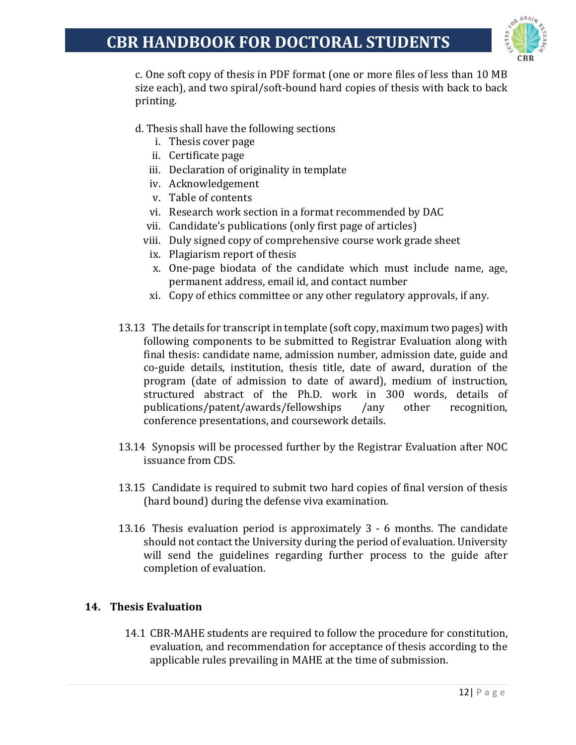c. One soft copy of thesis in PDF format (one or more files of less than 10 MB size each), and two spiral/soft-bound hard copies of thesis with back to back printing.

d. Thesis shall have the following sections

i. Thesis cover page
ii. Certificate page
iii. Declaration of originality in template
iv. Acknowledgement
v. Table of contents
vi. Research work section in a format recommended by DAC
vii. Candidate's publications (only first page of articles)
viii. Duly signed copy of comprehensive course work grade sheet
ix. Plagiarism report of thesis
x. One-page biodata of the candidate which must include name, age, permanent address, email id, and contact number
xi. Copy of ethics committee or any other regulatory approvals, if any.

13.13 The details for transcript in template (soft copy, maximum two pages) with following components to be submitted to Registrar Evaluation along with final thesis: candidate name, admission number, admission date, guide and co-guide details, institution, thesis title, date of award, duration of the program (date of admission to date of award), medium of instruction, structured abstract of the Ph.D. work in 300 words, details of publications/patent/awards/fellowships /any other recognition, conference presentations, and coursework details.

13.14 Synopsis will be processed further by the Registrar Evaluation after NOC issuance from CDS.

13.15 Candidate is required to submit two hard copies of final version of thesis (hard bound) during the defense viva examination.

13.16 Thesis evaluation period is approximately 3 - 6 months. The candidate should not contact the University during the period of evaluation. University will send the guidelines regarding further process to the guide after completion of evaluation.

## 14. Thesis Evaluation

14.1 CBR-MAHE students are required to follow the procedure for constitution, evaluation, and recommendation for acceptance of thesis according to the applicable rules prevailing in MAHE at the time of submission.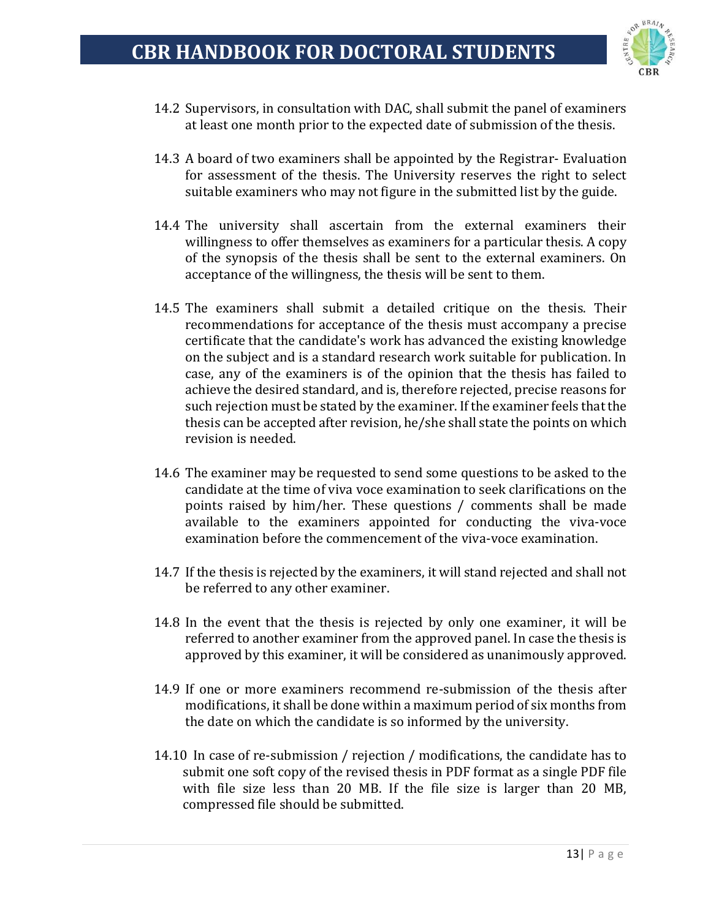14.2 Supervisors, in consultation with DAC, shall submit the panel of examiners at least one month prior to the expected date of submission of the thesis.

14.3 A board of two examiners shall be appointed by the Registrar- Evaluation for assessment of the thesis. The University reserves the right to select suitable examiners who may not figure in the submitted list by the guide.

14.4 The university shall ascertain from the external examiners their willingness to offer themselves as examiners for a particular thesis. A copy of the synopsis of the thesis shall be sent to the external examiners. On acceptance of the willingness, the thesis will be sent to them.

14.5 The examiners shall submit a detailed critique on the thesis. Their recommendations for acceptance of the thesis must accompany a precise certificate that the candidate's work has advanced the existing knowledge on the subject and is a standard research work suitable for publication. In case, any of the examiners is of the opinion that the thesis has failed to achieve the desired standard, and is, therefore rejected, precise reasons for such rejection must be stated by the examiner. If the examiner feels that the thesis can be accepted after revision, he/she shall state the points on which revision is needed.

14.6 The examiner may be requested to send some questions to be asked to the candidate at the time of viva voce examination to seek clarifications on the points raised by him/her. These questions / comments shall be made available to the examiners appointed for conducting the viva-voce examination before the commencement of the viva-voce examination.

14.7 If the thesis is rejected by the examiners, it will stand rejected and shall not be referred to any other examiner.

14.8 In the event that the thesis is rejected by only one examiner, it will be referred to another examiner from the approved panel. In case the thesis is approved by this examiner, it will be considered as unanimously approved.

14.9 If one or more examiners recommend re-submission of the thesis after modifications, it shall be done within a maximum period of six months from the date on which the candidate is so informed by the university.

14.10 In case of re-submission / rejection / modifications, the candidate has to submit one soft copy of the revised thesis in PDF format as a single PDF file with file size less than 20 MB. If the file size is larger than 20 MB, compressed file should be submitted.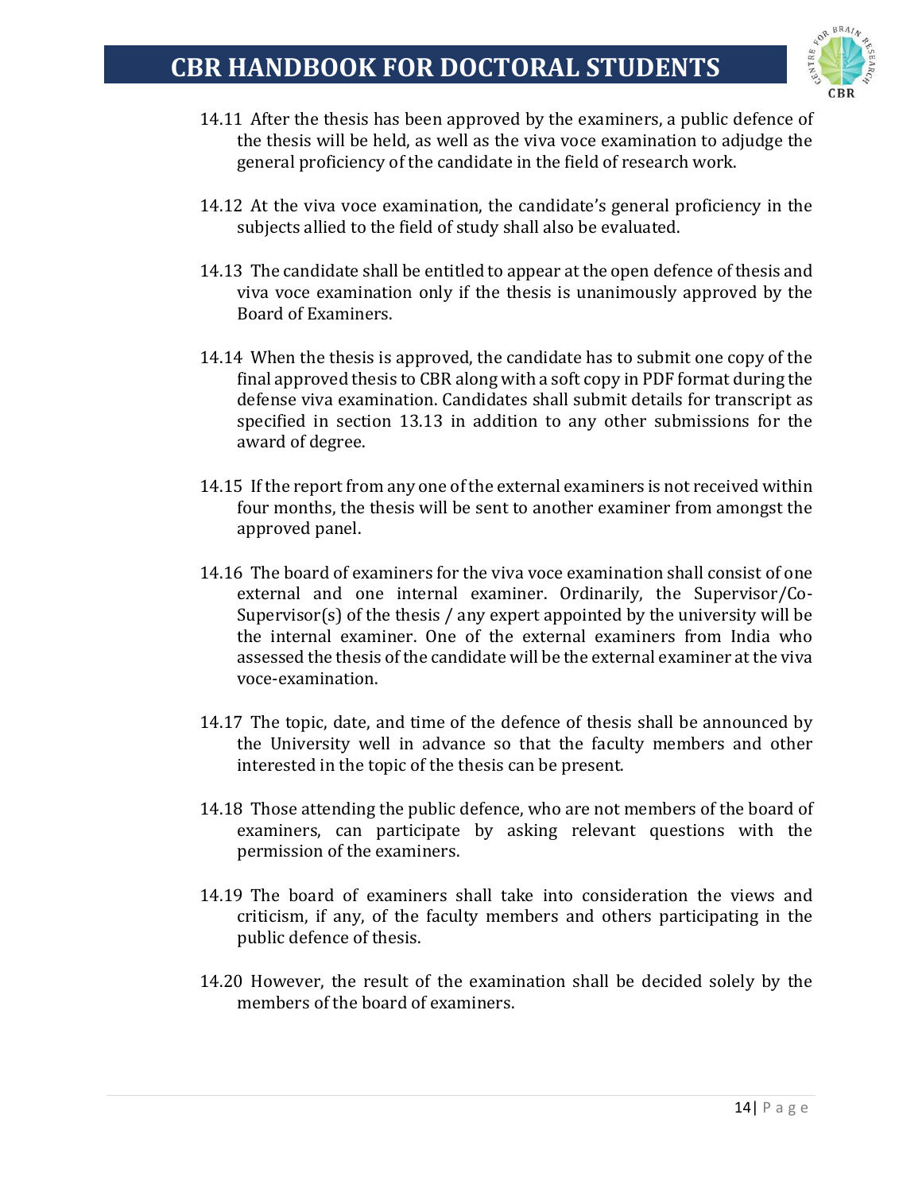14.11 After the thesis has been approved by the examiners, a public defence of the thesis will be held, as well as the viva voce examination to adjudge the general proficiency of the candidate in the field of research work.

14.12 At the viva voce examination, the candidate's general proficiency in the subjects allied to the field of study shall also be evaluated.

14.13 The candidate shall be entitled to appear at the open defence of thesis and viva voce examination only if the thesis is unanimously approved by the Board of Examiners.

14.14 When the thesis is approved, the candidate has to submit one copy of the final approved thesis to CBR along with a soft copy in PDF format during the defense viva examination. Candidates shall submit details for transcript as specified in section 13.13 in addition to any other submissions for the award of degree.

14.15 If the report from any one of the external examiners is not received within four months, the thesis will be sent to another examiner from amongst the approved panel.

14.16 The board of examiners for the viva voce examination shall consist of one external and one internal examiner. Ordinarily, the Supervisor/Co-Supervisor(s) of the thesis / any expert appointed by the university will be the internal examiner. One of the external examiners from India who assessed the thesis of the candidate will be the external examiner at the viva voce-examination.

14.17 The topic, date, and time of the defence of thesis shall be announced by the University well in advance so that the faculty members and other interested in the topic of the thesis can be present.

14.18 Those attending the public defence, who are not members of the board of examiners, can participate by asking relevant questions with the permission of the examiners.

14.19 The board of examiners shall take into consideration the views and criticism, if any, of the faculty members and others participating in the public defence of thesis.

14.20 However, the result of the examination shall be decided solely by the members of the board of examiners.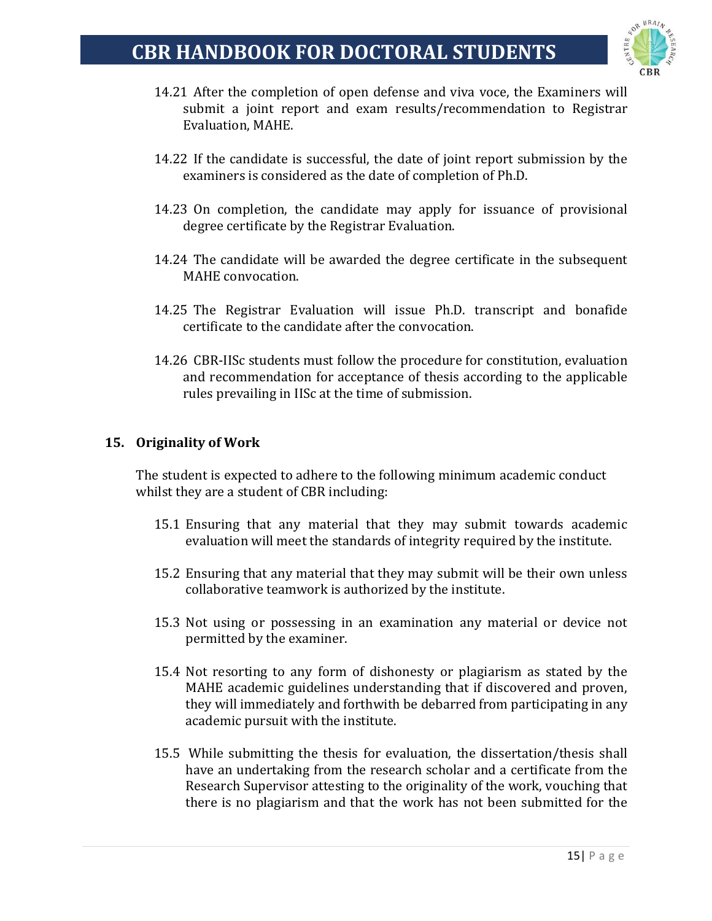14.21 After the completion of open defense and viva voce, the Examiners will submit a joint report and exam results/recommendation to Registrar Evaluation, MAHE.

14.22 If the candidate is successful, the date of joint report submission by the examiners is considered as the date of completion of Ph.D.

14.23 On completion, the candidate may apply for issuance of provisional degree certificate by the Registrar Evaluation.

14.24 The candidate will be awarded the degree certificate in the subsequent MAHE convocation.

14.25 The Registrar Evaluation will issue Ph.D. transcript and bonafide certificate to the candidate after the convocation.

14.26 CBR-IISc students must follow the procedure for constitution, evaluation and recommendation for acceptance of thesis according to the applicable rules prevailing in IISc at the time of submission.

## 15. Originality of Work

The student is expected to adhere to the following minimum academic conduct whilst they are a student of CBR including:

15.1 Ensuring that any material that they may submit towards academic evaluation will meet the standards of integrity required by the institute.

15.2 Ensuring that any material that they may submit will be their own unless collaborative teamwork is authorized by the institute.

15.3 Not using or possessing in an examination any material or device not permitted by the examiner.

15.4 Not resorting to any form of dishonesty or plagiarism as stated by the MAHE academic guidelines understanding that if discovered and proven, they will immediately and forthwith be debarred from participating in any academic pursuit with the institute.

15.5 While submitting the thesis for evaluation, the dissertation/thesis shall have an undertaking from the research scholar and a certificate from the Research Supervisor attesting to the originality of the work, vouching that there is no plagiarism and that the work has not been submitted for the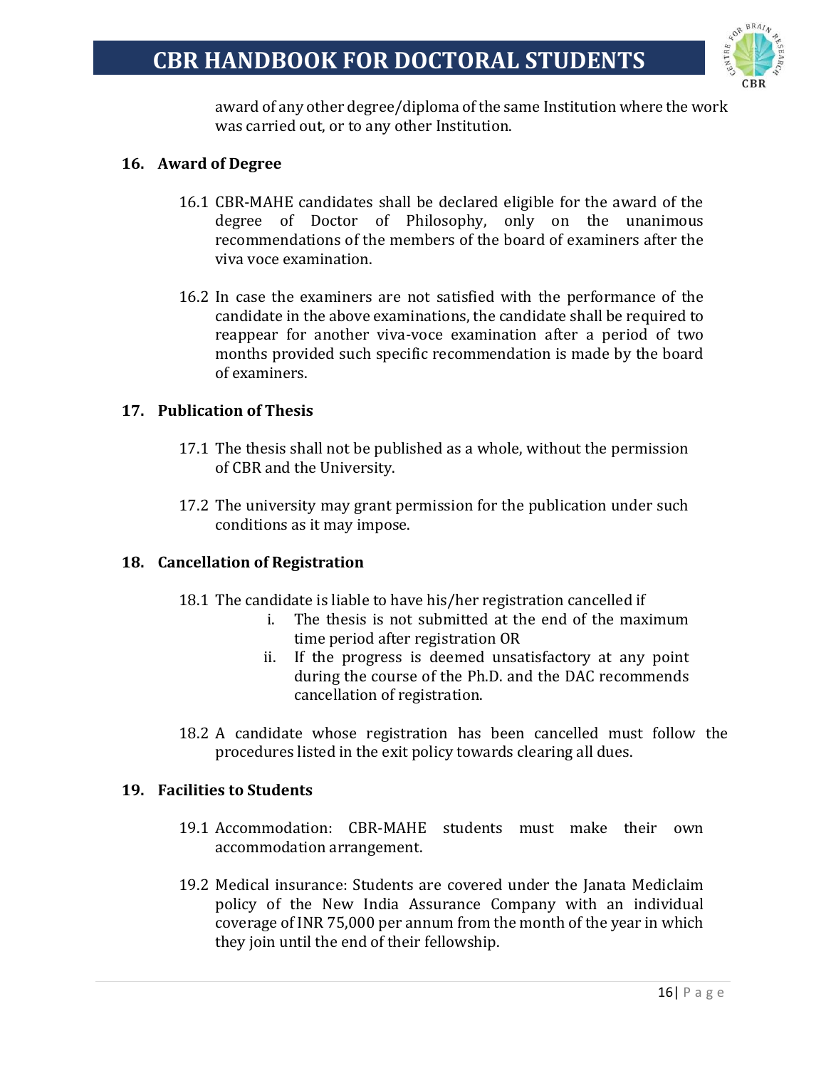award of any other degree/diploma of the same Institution where the work was carried out, or to any other Institution.

## 16. Award of Degree

16.1 CBR-MAHE candidates shall be declared eligible for the award of the degree of Doctor of Philosophy, only on the unanimous recommendations of the members of the board of examiners after the viva voce examination.

16.2 In case the examiners are not satisfied with the performance of the candidate in the above examinations, the candidate shall be required to reappear for another viva-voce examination after a period of two months provided such specific recommendation is made by the board of examiners.

## 17. Publication of Thesis

17.1 The thesis shall not be published as a whole, without the permission of CBR and the University.

17.2 The university may grant permission for the publication under such conditions as it may impose.

## 18. Cancellation of Registration

18.1 The candidate is liable to have his/her registration cancelled if

- i. The thesis is not submitted at the end of the maximum time period after registration OR
- ii. If the progress is deemed unsatisfactory at any point during the course of the Ph.D. and the DAC recommends cancellation of registration.

18.2 A candidate whose registration has been cancelled must follow the procedures listed in the exit policy towards clearing all dues.

## 19. Facilities to Students

19.1 Accommodation: CBR-MAHE students must make their own accommodation arrangement.

19.2 Medical insurance: Students are covered under the Janata Mediclaim policy of the New India Assurance Company with an individual coverage of INR 75,000 per annum from the month of the year in which they join until the end of their fellowship.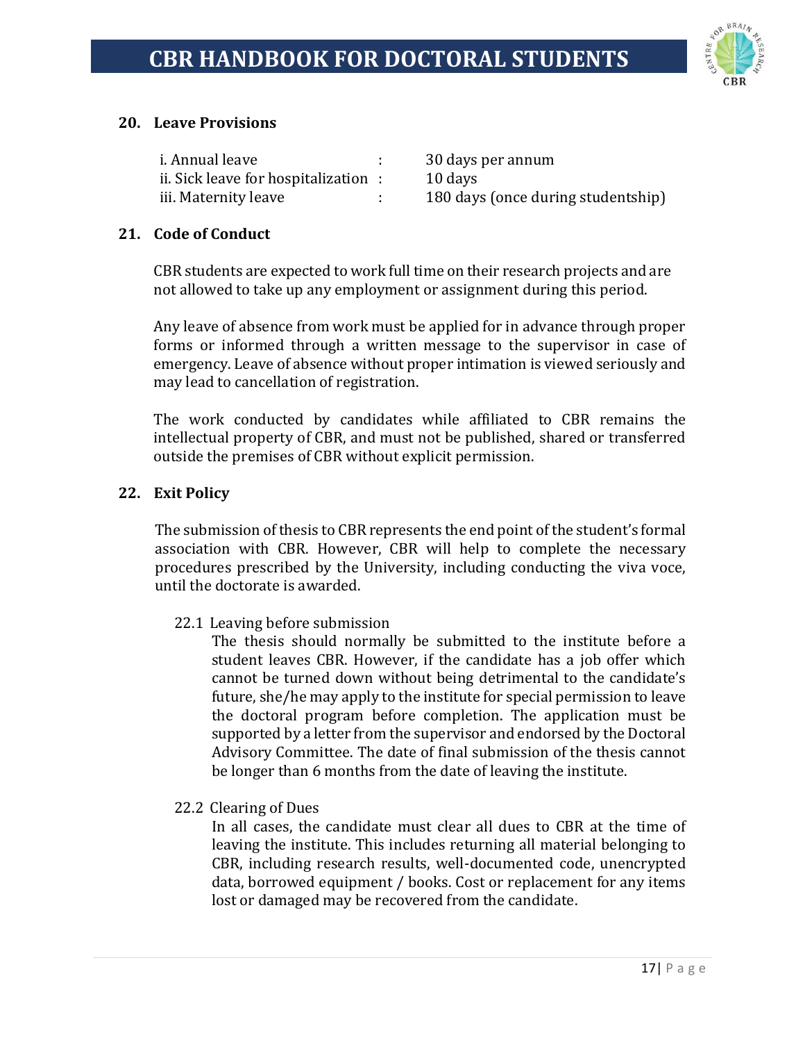## 20. Leave Provisions

| | | |
|---|---|---|
| i. Annual leave | : | 30 days per annum |
| ii. Sick leave for hospitalization | : | 10 days |
| iii. Maternity leave | : | 180 days (once during studentship) |

## 21. Code of Conduct

CBR students are expected to work full time on their research projects and are not allowed to take up any employment or assignment during this period.

Any leave of absence from work must be applied for in advance through proper forms or informed through a written message to the supervisor in case of emergency. Leave of absence without proper intimation is viewed seriously and may lead to cancellation of registration.

The work conducted by candidates while affiliated to CBR remains the intellectual property of CBR, and must not be published, shared or transferred outside the premises of CBR without explicit permission.

## 22. Exit Policy

The submission of thesis to CBR represents the end point of the student's formal association with CBR. However, CBR will help to complete the necessary procedures prescribed by the University, including conducting the viva voce, until the doctorate is awarded.

### 22.1 Leaving before submission

The thesis should normally be submitted to the institute before a student leaves CBR. However, if the candidate has a job offer which cannot be turned down without being detrimental to the candidate's future, she/he may apply to the institute for special permission to leave the doctoral program before completion. The application must be supported by a letter from the supervisor and endorsed by the Doctoral Advisory Committee. The date of final submission of the thesis cannot be longer than 6 months from the date of leaving the institute.

### 22.2 Clearing of Dues

In all cases, the candidate must clear all dues to CBR at the time of leaving the institute. This includes returning all material belonging to CBR, including research results, well-documented code, unencrypted data, borrowed equipment / books. Cost or replacement for any items lost or damaged may be recovered from the candidate.